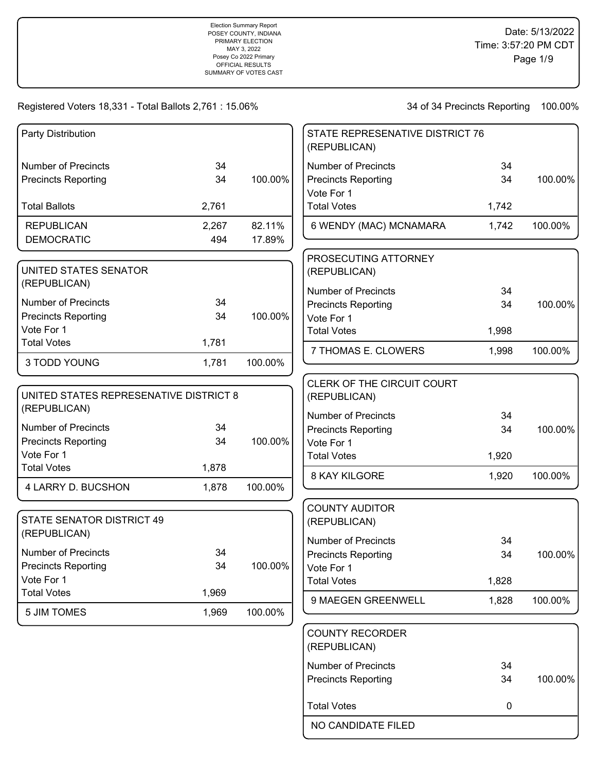Election Summary Report
POSEY COUNTY, INDIANA
PRIMARY ELECTION
MAY 3, 2022
Posey Co 2022 Primary
OFFICIAL RESULTS
SUMMARY OF VOTES CAST

Date: 5/13/2022
Time: 3:57:20 PM CDT

Registered Voters 18,331 - Total Ballots 2,761 : 15.06%

34 of 34 Precincts Reporting 100.00%

### Party Distribution

| | | |
|---|---|---|
| Number of Precincts | 34 | |
| Precincts Reporting | 34 | 100.00% |
| Total Ballots | 2,761 | |
| REPUBLICAN | 2,267 | 82.11% |
| DEMOCRATIC | 494 | 17.89% |

### UNITED STATES SENATOR (REPUBLICAN)

| | | |
|---|---|---|
| Number of Precincts | 34 | |
| Precincts Reporting | 34 | 100.00% |
| Vote For 1 | | |
| Total Votes | 1,781 | |
| 3 TODD YOUNG | 1,781 | 100.00% |

### UNITED STATES REPRESENATIVE DISTRICT 8 (REPUBLICAN)

| | | |
|---|---|---|
| Number of Precincts | 34 | |
| Precincts Reporting | 34 | 100.00% |
| Vote For 1 | | |
| Total Votes | 1,878 | |
| 4 LARRY D. BUCSHON | 1,878 | 100.00% |

### STATE SENATOR DISTRICT 49 (REPUBLICAN)

| | | |
|---|---|---|
| Number of Precincts | 34 | |
| Precincts Reporting | 34 | 100.00% |
| Vote For 1 | | |
| Total Votes | 1,969 | |
| 5 JIM TOMES | 1,969 | 100.00% |

### STATE REPRESENATIVE DISTRICT 76 (REPUBLICAN)

| | | |
|---|---|---|
| Number of Precincts | 34 | |
| Precincts Reporting | 34 | 100.00% |
| Vote For 1 | | |
| Total Votes | 1,742 | |
| 6 WENDY (MAC) MCNAMARA | 1,742 | 100.00% |

### PROSECUTING ATTORNEY (REPUBLICAN)

| | | |
|---|---|---|
| Number of Precincts | 34 | |
| Precincts Reporting | 34 | 100.00% |
| Vote For 1 | | |
| Total Votes | 1,998 | |
| 7 THOMAS E. CLOWERS | 1,998 | 100.00% |

### CLERK OF THE CIRCUIT COURT (REPUBLICAN)

| | | |
|---|---|---|
| Number of Precincts | 34 | |
| Precincts Reporting | 34 | 100.00% |
| Vote For 1 | | |
| Total Votes | 1,920 | |
| 8 KAY KILGORE | 1,920 | 100.00% |

### COUNTY AUDITOR (REPUBLICAN)

| | | |
|---|---|---|
| Number of Precincts | 34 | |
| Precincts Reporting | 34 | 100.00% |
| Vote For 1 | | |
| Total Votes | 1,828 | |
| 9 MAEGEN GREENWELL | 1,828 | 100.00% |

### COUNTY RECORDER (REPUBLICAN)

| | | |
|---|---|---|
| Number of Precincts | 34 | |
| Precincts Reporting | 34 | 100.00% |
| Total Votes | 0 | |
| NO CANDIDATE FILED | | |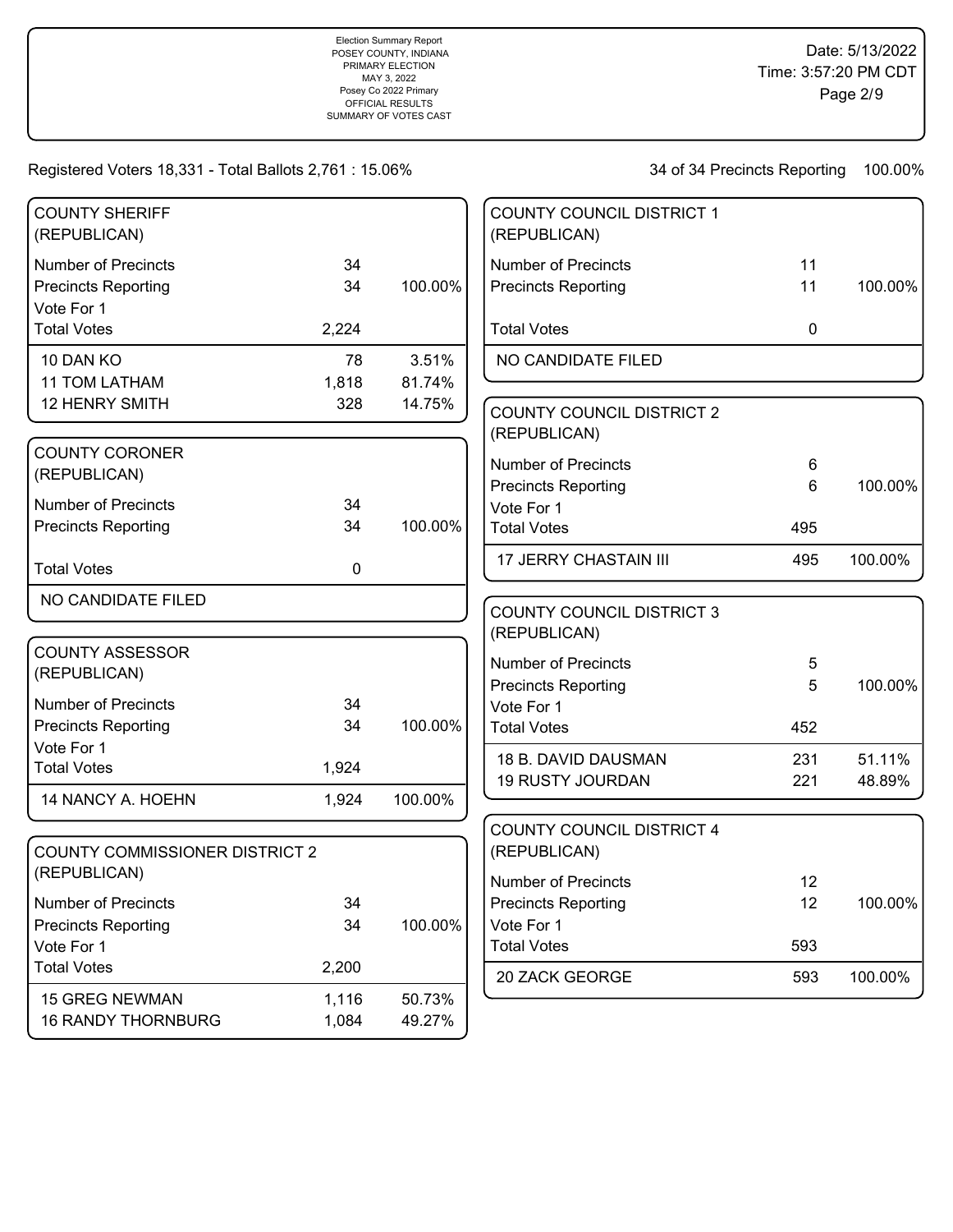Registered Voters 18,331 - Total Ballots 2,761 : 15.06%

34 of 34 Precincts Reporting 100.00%

### COUNTY SHERIFF (REPUBLICAN)

| | | |
|---|---|---|
| Number of Precincts | 34 | |
| Precincts Reporting | 34 | 100.00% |
| Vote For 1 | | |
| Total Votes | 2,224 | |
| 10 DAN KO | 78 | 3.51% |
| 11 TOM LATHAM | 1,818 | 81.74% |
| 12 HENRY SMITH | 328 | 14.75% |

### COUNTY CORONER (REPUBLICAN)

| | | |
|---|---|---|
| Number of Precincts | 34 | |
| Precincts Reporting | 34 | 100.00% |
| Total Votes | 0 | |
| NO CANDIDATE FILED | | |

### COUNTY ASSESSOR (REPUBLICAN)

| | | |
|---|---|---|
| Number of Precincts | 34 | |
| Precincts Reporting | 34 | 100.00% |
| Vote For 1 | | |
| Total Votes | 1,924 | |
| 14 NANCY A. HOEHN | 1,924 | 100.00% |

### COUNTY COMMISSIONER DISTRICT 2 (REPUBLICAN)

| | | |
|---|---|---|
| Number of Precincts | 34 | |
| Precincts Reporting | 34 | 100.00% |
| Vote For 1 | | |
| Total Votes | 2,200 | |
| 15 GREG NEWMAN | 1,116 | 50.73% |
| 16 RANDY THORNBURG | 1,084 | 49.27% |

### COUNTY COUNCIL DISTRICT 1 (REPUBLICAN)

| | | |
|---|---|---|
| Number of Precincts | 11 | |
| Precincts Reporting | 11 | 100.00% |
| Total Votes | 0 | |
| NO CANDIDATE FILED | | |

### COUNTY COUNCIL DISTRICT 2 (REPUBLICAN)

| | | |
|---|---|---|
| Number of Precincts | 6 | |
| Precincts Reporting | 6 | 100.00% |
| Vote For 1 | | |
| Total Votes | 495 | |
| 17 JERRY CHASTAIN III | 495 | 100.00% |

### COUNTY COUNCIL DISTRICT 3 (REPUBLICAN)

| | | |
|---|---|---|
| Number of Precincts | 5 | |
| Precincts Reporting | 5 | 100.00% |
| Vote For 1 | | |
| Total Votes | 452 | |
| 18 B. DAVID DAUSMAN | 231 | 51.11% |
| 19 RUSTY JOURDAN | 221 | 48.89% |

### COUNTY COUNCIL DISTRICT 4 (REPUBLICAN)

| | | |
|---|---|---|
| Number of Precincts | 12 | |
| Precincts Reporting | 12 | 100.00% |
| Vote For 1 | | |
| Total Votes | 593 | |
| 20 ZACK GEORGE | 593 | 100.00% |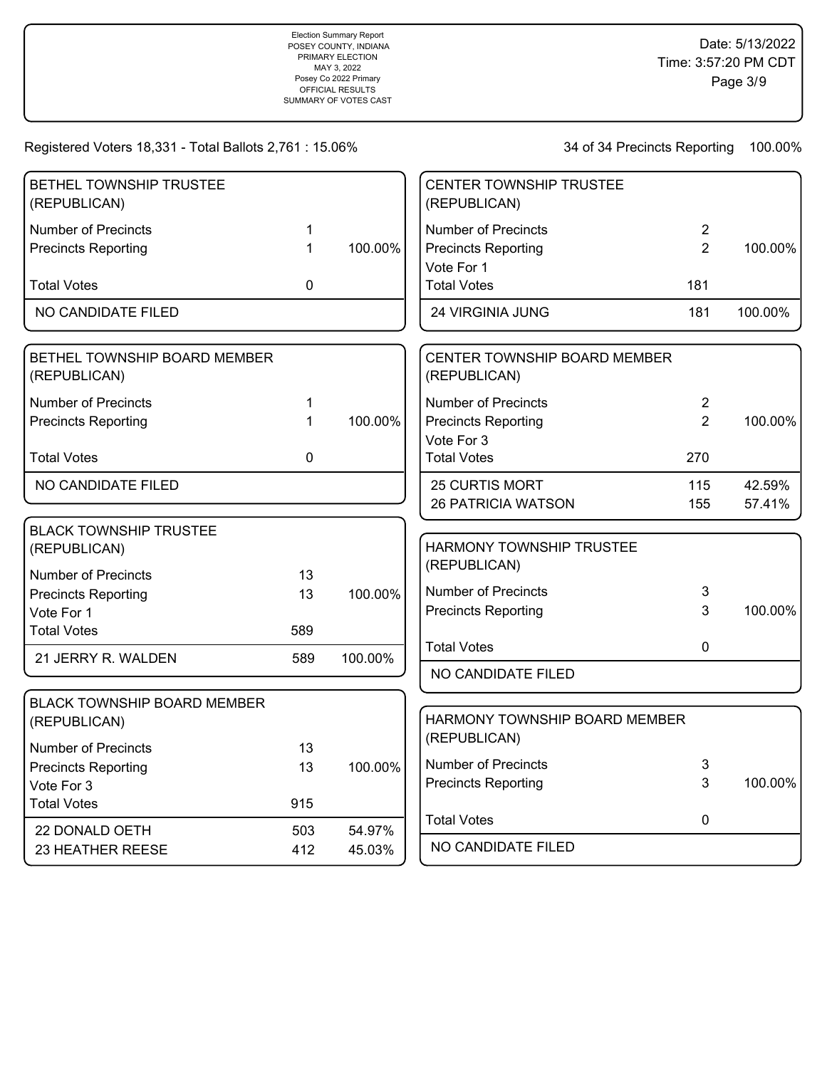Election Summary Report
POSEY COUNTY, INDIANA
PRIMARY ELECTION
MAY 3, 2022
Posey Co 2022 Primary
OFFICIAL RESULTS
SUMMARY OF VOTES CAST

Date: 5/13/2022
Time: 3:57:20 PM CDT

Registered Voters 18,331 - Total Ballots 2,761 : 15.06%

34 of 34 Precincts Reporting 100.00%

### BETHEL TOWNSHIP TRUSTEE (REPUBLICAN)

| | | |
|---|---|---|
| Number of Precincts | 1 | |
| Precincts Reporting | 1 | 100.00% |
| Total Votes | 0 | |
| NO CANDIDATE FILED | | |

### BETHEL TOWNSHIP BOARD MEMBER (REPUBLICAN)

| | | |
|---|---|---|
| Number of Precincts | 1 | |
| Precincts Reporting | 1 | 100.00% |
| Total Votes | 0 | |
| NO CANDIDATE FILED | | |

### BLACK TOWNSHIP TRUSTEE (REPUBLICAN)

| | | |
|---|---|---|
| Number of Precincts | 13 | |
| Precincts Reporting | 13 | 100.00% |
| Vote For 1 | | |
| Total Votes | 589 | |
| 21 JERRY R. WALDEN | 589 | 100.00% |

### BLACK TOWNSHIP BOARD MEMBER (REPUBLICAN)

| | | |
|---|---|---|
| Number of Precincts | 13 | |
| Precincts Reporting | 13 | 100.00% |
| Vote For 3 | | |
| Total Votes | 915 | |
| 22 DONALD OETH | 503 | 54.97% |
| 23 HEATHER REESE | 412 | 45.03% |

### CENTER TOWNSHIP TRUSTEE (REPUBLICAN)

| | | |
|---|---|---|
| Number of Precincts | 2 | |
| Precincts Reporting | 2 | 100.00% |
| Vote For 1 | | |
| Total Votes | 181 | |
| 24 VIRGINIA JUNG | 181 | 100.00% |

### CENTER TOWNSHIP BOARD MEMBER (REPUBLICAN)

| | | |
|---|---|---|
| Number of Precincts | 2 | |
| Precincts Reporting | 2 | 100.00% |
| Vote For 3 | | |
| Total Votes | 270 | |
| 25 CURTIS MORT | 115 | 42.59% |
| 26 PATRICIA WATSON | 155 | 57.41% |

### HARMONY TOWNSHIP TRUSTEE (REPUBLICAN)

| | | |
|---|---|---|
| Number of Precincts | 3 | |
| Precincts Reporting | 3 | 100.00% |
| Total Votes | 0 | |
| NO CANDIDATE FILED | | |

### HARMONY TOWNSHIP BOARD MEMBER (REPUBLICAN)

| | | |
|---|---|---|
| Number of Precincts | 3 | |
| Precincts Reporting | 3 | 100.00% |
| Total Votes | 0 | |
| NO CANDIDATE FILED | | |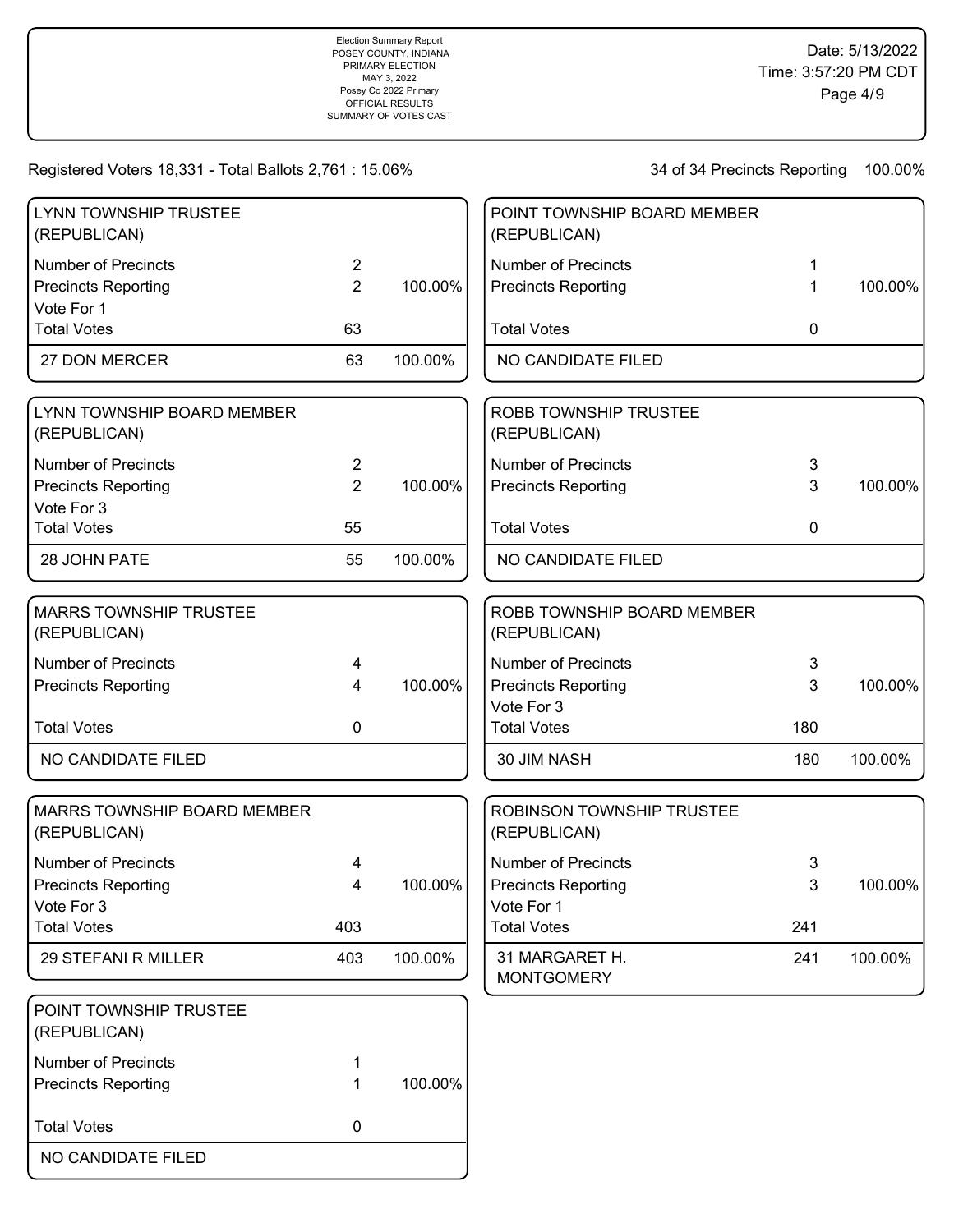Election Summary Report
POSEY COUNTY, INDIANA
PRIMARY ELECTION
MAY 3, 2022
Posey Co 2022 Primary
OFFICIAL RESULTS
SUMMARY OF VOTES CAST

Date: 5/13/2022
Time: 3:57:20 PM CDT

Registered Voters 18,331 - Total Ballots 2,761 : 15.06%

34 of 34 Precincts Reporting 100.00%

### LYNN TOWNSHIP TRUSTEE (REPUBLICAN)

| | | |
|---|---|---|
| Number of Precincts | 2 | |
| Precincts Reporting | 2 | 100.00% |
| Vote For 1 | | |
| Total Votes | 63 | |
| 27 DON MERCER | 63 | 100.00% |

### LYNN TOWNSHIP BOARD MEMBER (REPUBLICAN)

| | | |
|---|---|---|
| Number of Precincts | 2 | |
| Precincts Reporting | 2 | 100.00% |
| Vote For 3 | | |
| Total Votes | 55 | |
| 28 JOHN PATE | 55 | 100.00% |

### MARRS TOWNSHIP TRUSTEE (REPUBLICAN)

| | | |
|---|---|---|
| Number of Precincts | 4 | |
| Precincts Reporting | 4 | 100.00% |
| Total Votes | 0 | |
| NO CANDIDATE FILED | | |

### MARRS TOWNSHIP BOARD MEMBER (REPUBLICAN)

| | | |
|---|---|---|
| Number of Precincts | 4 | |
| Precincts Reporting | 4 | 100.00% |
| Vote For 3 | | |
| Total Votes | 403 | |
| 29 STEFANI R MILLER | 403 | 100.00% |

### POINT TOWNSHIP TRUSTEE (REPUBLICAN)

| | | |
|---|---|---|
| Number of Precincts | 1 | |
| Precincts Reporting | 1 | 100.00% |
| Total Votes | 0 | |
| NO CANDIDATE FILED | | |

### POINT TOWNSHIP BOARD MEMBER (REPUBLICAN)

| | | |
|---|---|---|
| Number of Precincts | 1 | |
| Precincts Reporting | 1 | 100.00% |
| Total Votes | 0 | |
| NO CANDIDATE FILED | | |

### ROBB TOWNSHIP TRUSTEE (REPUBLICAN)

| | | |
|---|---|---|
| Number of Precincts | 3 | |
| Precincts Reporting | 3 | 100.00% |
| Total Votes | 0 | |
| NO CANDIDATE FILED | | |

### ROBB TOWNSHIP BOARD MEMBER (REPUBLICAN)

| | | |
|---|---|---|
| Number of Precincts | 3 | |
| Precincts Reporting | 3 | 100.00% |
| Vote For 3 | | |
| Total Votes | 180 | |
| 30 JIM NASH | 180 | 100.00% |

### ROBINSON TOWNSHIP TRUSTEE (REPUBLICAN)

| | | |
|---|---|---|
| Number of Precincts | 3 | |
| Precincts Reporting | 3 | 100.00% |
| Vote For 1 | | |
| Total Votes | 241 | |
| 31 MARGARET H. MONTGOMERY | 241 | 100.00% |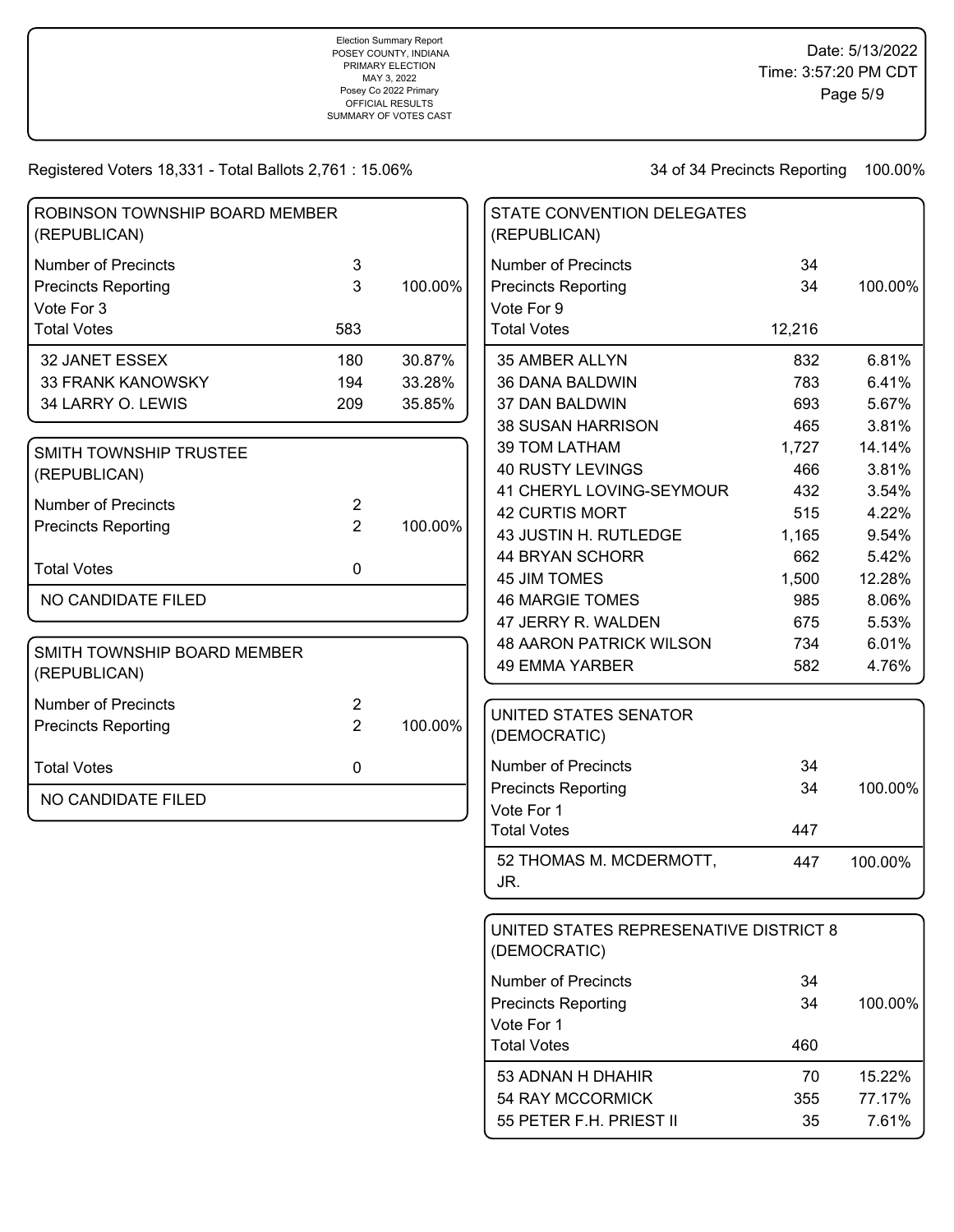Election Summary Report
POSEY COUNTY, INDIANA
PRIMARY ELECTION
MAY 3, 2022
Posey Co 2022 Primary
OFFICIAL RESULTS
SUMMARY OF VOTES CAST

Date: 5/13/2022
Time: 3:57:20 PM CDT

Registered Voters 18,331 - Total Ballots 2,761 : 15.06%

34 of 34 Precincts Reporting 100.00%

## ROBINSON TOWNSHIP BOARD MEMBER (REPUBLICAN)

| | | |
|---|---|---|
| Number of Precincts | 3 | |
| Precincts Reporting | 3 | 100.00% |
| Vote For 3 | | |
| Total Votes | 583 | |
| 32 JANET ESSEX | 180 | 30.87% |
| 33 FRANK KANOWSKY | 194 | 33.28% |
| 34 LARRY O. LEWIS | 209 | 35.85% |

## SMITH TOWNSHIP TRUSTEE (REPUBLICAN)

| | | |
|---|---|---|
| Number of Precincts | 2 | |
| Precincts Reporting | 2 | 100.00% |
| Total Votes | 0 | |
| NO CANDIDATE FILED | | |

## SMITH TOWNSHIP BOARD MEMBER (REPUBLICAN)

| | | |
|---|---|---|
| Number of Precincts | 2 | |
| Precincts Reporting | 2 | 100.00% |
| Total Votes | 0 | |
| NO CANDIDATE FILED | | |

## STATE CONVENTION DELEGATES (REPUBLICAN)

| | | |
|---|---|---|
| Number of Precincts | 34 | |
| Precincts Reporting | 34 | 100.00% |
| Vote For 9 | | |
| Total Votes | 12,216 | |
| 35 AMBER ALLYN | 832 | 6.81% |
| 36 DANA BALDWIN | 783 | 6.41% |
| 37 DAN BALDWIN | 693 | 5.67% |
| 38 SUSAN HARRISON | 465 | 3.81% |
| 39 TOM LATHAM | 1,727 | 14.14% |
| 40 RUSTY LEVINGS | 466 | 3.81% |
| 41 CHERYL LOVING-SEYMOUR | 432 | 3.54% |
| 42 CURTIS MORT | 515 | 4.22% |
| 43 JUSTIN H. RUTLEDGE | 1,165 | 9.54% |
| 44 BRYAN SCHORR | 662 | 5.42% |
| 45 JIM TOMES | 1,500 | 12.28% |
| 46 MARGIE TOMES | 985 | 8.06% |
| 47 JERRY R. WALDEN | 675 | 5.53% |
| 48 AARON PATRICK WILSON | 734 | 6.01% |
| 49 EMMA YARBER | 582 | 4.76% |

## UNITED STATES SENATOR (DEMOCRATIC)

| | | |
|---|---|---|
| Number of Precincts | 34 | |
| Precincts Reporting | 34 | 100.00% |
| Vote For 1 | | |
| Total Votes | 447 | |
| 52 THOMAS M. MCDERMOTT, JR. | 447 | 100.00% |

## UNITED STATES REPRESENATIVE DISTRICT 8 (DEMOCRATIC)

| | | |
|---|---|---|
| Number of Precincts | 34 | |
| Precincts Reporting | 34 | 100.00% |
| Vote For 1 | | |
| Total Votes | 460 | |
| 53 ADNAN H DHAHIR | 70 | 15.22% |
| 54 RAY MCCORMICK | 355 | 77.17% |
| 55 PETER F.H. PRIEST II | 35 | 7.61% |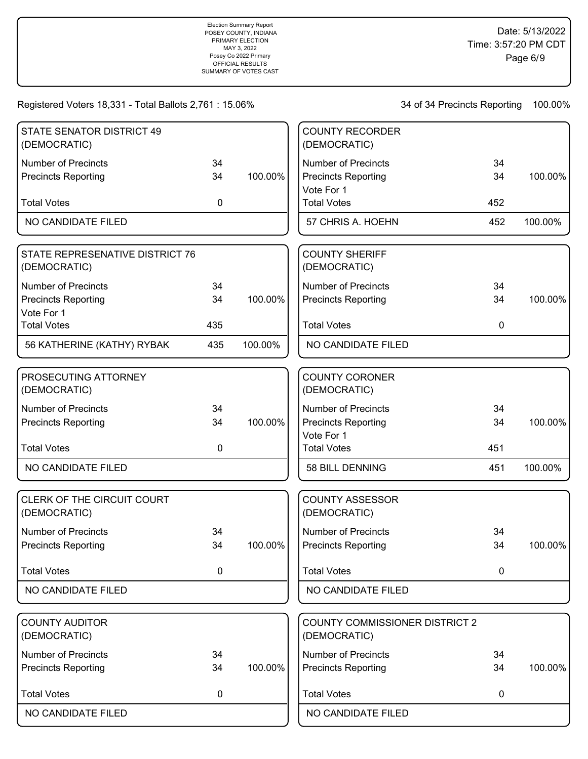Election Summary Report
POSEY COUNTY, INDIANA
PRIMARY ELECTION
MAY 3, 2022
Posey Co 2022 Primary
OFFICIAL RESULTS
SUMMARY OF VOTES CAST

Date: 5/13/2022
Time: 3:57:20 PM CDT

Registered Voters 18,331 - Total Ballots 2,761 : 15.06%

34 of 34 Precincts Reporting 100.00%

### STATE SENATOR DISTRICT 49 (DEMOCRATIC)

| | | |
|---|---|---|
| Number of Precincts | 34 | |
| Precincts Reporting | 34 | 100.00% |
| Total Votes | 0 | |
| NO CANDIDATE FILED | | |

### STATE REPRESENATIVE DISTRICT 76 (DEMOCRATIC)

| | | |
|---|---|---|
| Number of Precincts | 34 | |
| Precincts Reporting | 34 | 100.00% |
| Vote For 1 | | |
| Total Votes | 435 | |
| 56 KATHERINE (KATHY) RYBAK | 435 | 100.00% |

### PROSECUTING ATTORNEY (DEMOCRATIC)

| | | |
|---|---|---|
| Number of Precincts | 34 | |
| Precincts Reporting | 34 | 100.00% |
| Total Votes | 0 | |
| NO CANDIDATE FILED | | |

### CLERK OF THE CIRCUIT COURT (DEMOCRATIC)

| | | |
|---|---|---|
| Number of Precincts | 34 | |
| Precincts Reporting | 34 | 100.00% |
| Total Votes | 0 | |
| NO CANDIDATE FILED | | |

### COUNTY AUDITOR (DEMOCRATIC)

| | | |
|---|---|---|
| Number of Precincts | 34 | |
| Precincts Reporting | 34 | 100.00% |
| Total Votes | 0 | |
| NO CANDIDATE FILED | | |

### COUNTY RECORDER (DEMOCRATIC)

| | | |
|---|---|---|
| Number of Precincts | 34 | |
| Precincts Reporting | 34 | 100.00% |
| Vote For 1 | | |
| Total Votes | 452 | |
| 57 CHRIS A. HOEHN | 452 | 100.00% |

### COUNTY SHERIFF (DEMOCRATIC)

| | | |
|---|---|---|
| Number of Precincts | 34 | |
| Precincts Reporting | 34 | 100.00% |
| Total Votes | 0 | |
| NO CANDIDATE FILED | | |

### COUNTY CORONER (DEMOCRATIC)

| | | |
|---|---|---|
| Number of Precincts | 34 | |
| Precincts Reporting | 34 | 100.00% |
| Vote For 1 | | |
| Total Votes | 451 | |
| 58 BILL DENNING | 451 | 100.00% |

### COUNTY ASSESSOR (DEMOCRATIC)

| | | |
|---|---|---|
| Number of Precincts | 34 | |
| Precincts Reporting | 34 | 100.00% |
| Total Votes | 0 | |
| NO CANDIDATE FILED | | |

### COUNTY COMMISSIONER DISTRICT 2 (DEMOCRATIC)

| | | |
|---|---|---|
| Number of Precincts | 34 | |
| Precincts Reporting | 34 | 100.00% |
| Total Votes | 0 | |
| NO CANDIDATE FILED | | |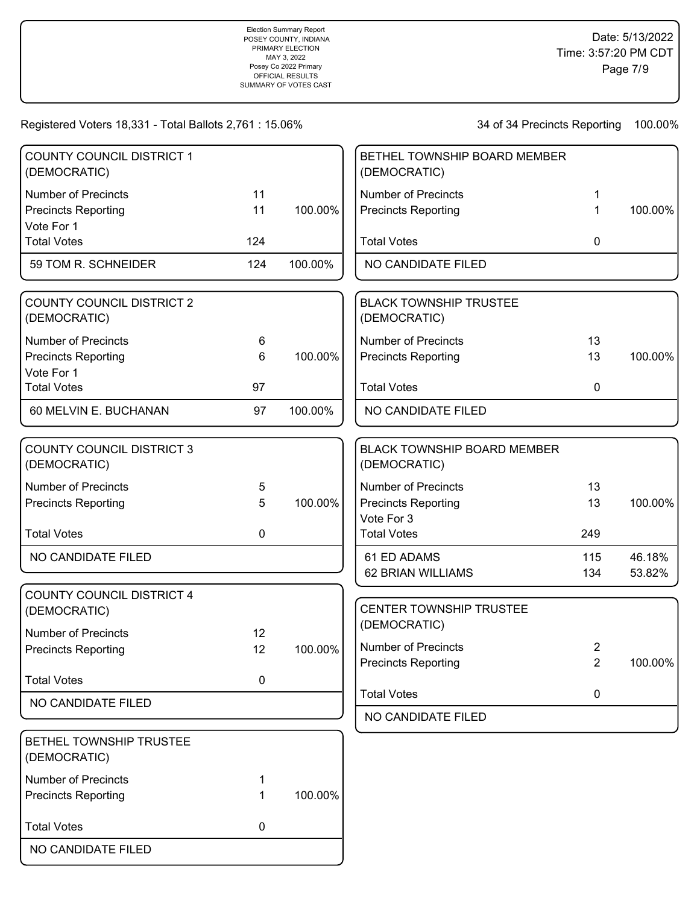Registered Voters 18,331 - Total Ballots 2,761 : 15.06%

34 of 34 Precincts Reporting 100.00%

### COUNTY COUNCIL DISTRICT 1 (DEMOCRATIC)

| | | |
|---|---|---|
| Number of Precincts | 11 | |
| Precincts Reporting | 11 | 100.00% |
| Vote For 1 | | |
| Total Votes | 124 | |
| 59 TOM R. SCHNEIDER | 124 | 100.00% |

### COUNTY COUNCIL DISTRICT 2 (DEMOCRATIC)

| | | |
|---|---|---|
| Number of Precincts | 6 | |
| Precincts Reporting | 6 | 100.00% |
| Vote For 1 | | |
| Total Votes | 97 | |
| 60 MELVIN E. BUCHANAN | 97 | 100.00% |

### COUNTY COUNCIL DISTRICT 3 (DEMOCRATIC)

| | | |
|---|---|---|
| Number of Precincts | 5 | |
| Precincts Reporting | 5 | 100.00% |
| Total Votes | 0 | |
| NO CANDIDATE FILED | | |

### COUNTY COUNCIL DISTRICT 4 (DEMOCRATIC)

| | | |
|---|---|---|
| Number of Precincts | 12 | |
| Precincts Reporting | 12 | 100.00% |
| Total Votes | 0 | |
| NO CANDIDATE FILED | | |

### BETHEL TOWNSHIP TRUSTEE (DEMOCRATIC)

| | | |
|---|---|---|
| Number of Precincts | 1 | |
| Precincts Reporting | 1 | 100.00% |
| Total Votes | 0 | |
| NO CANDIDATE FILED | | |

### BETHEL TOWNSHIP BOARD MEMBER (DEMOCRATIC)

| | | |
|---|---|---|
| Number of Precincts | 1 | |
| Precincts Reporting | 1 | 100.00% |
| Total Votes | 0 | |
| NO CANDIDATE FILED | | |

### BLACK TOWNSHIP TRUSTEE (DEMOCRATIC)

| | | |
|---|---|---|
| Number of Precincts | 13 | |
| Precincts Reporting | 13 | 100.00% |
| Total Votes | 0 | |
| NO CANDIDATE FILED | | |

### BLACK TOWNSHIP BOARD MEMBER (DEMOCRATIC)

| | | |
|---|---|---|
| Number of Precincts | 13 | |
| Precincts Reporting | 13 | 100.00% |
| Vote For 3 | | |
| Total Votes | 249 | |
| 61 ED ADAMS | 115 | 46.18% |
| 62 BRIAN WILLIAMS | 134 | 53.82% |

### CENTER TOWNSHIP TRUSTEE (DEMOCRATIC)

| | | |
|---|---|---|
| Number of Precincts | 2 | |
| Precincts Reporting | 2 | 100.00% |
| Total Votes | 0 | |
| NO CANDIDATE FILED | | |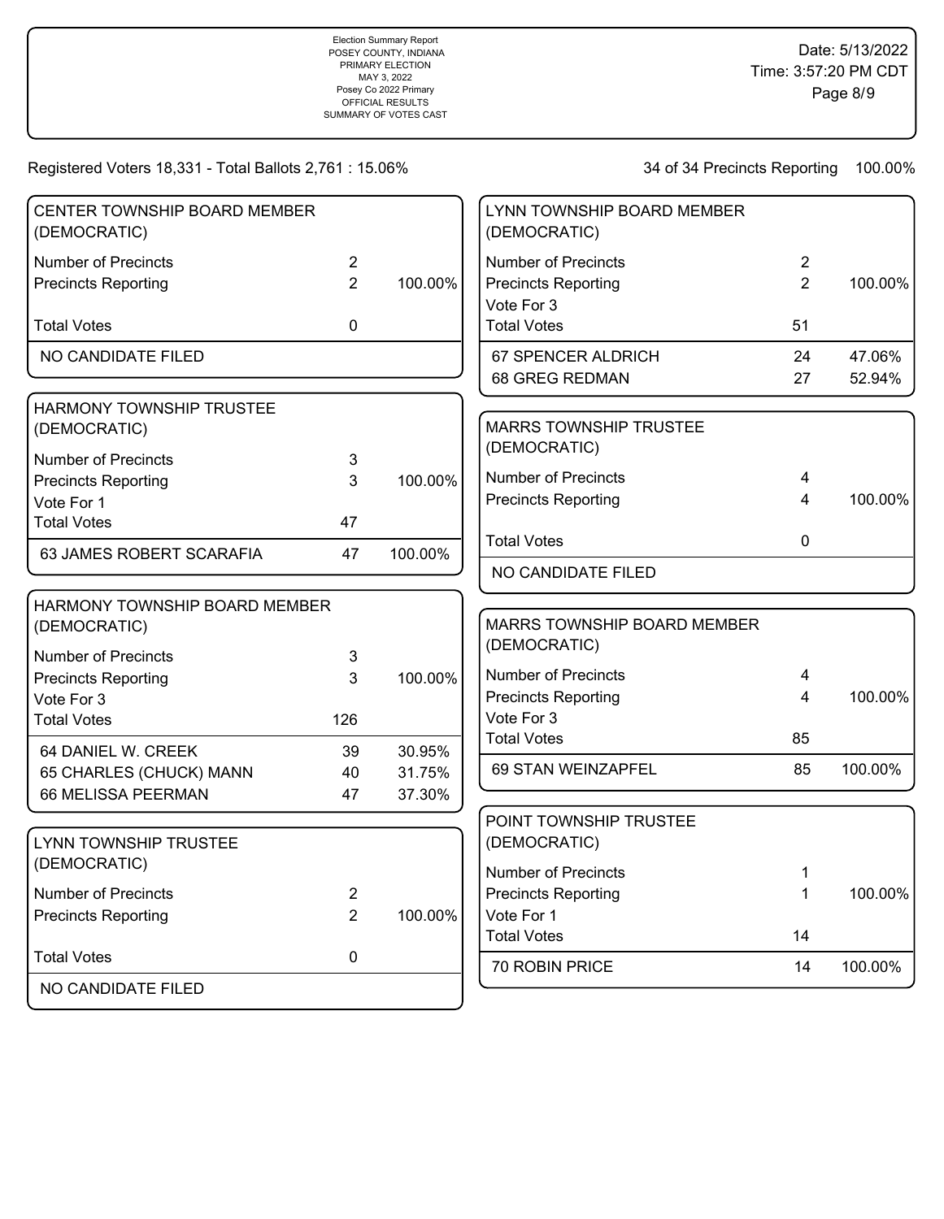Registered Voters 18,331 - Total Ballots 2,761 : 15.06%

34 of 34 Precincts Reporting 100.00%

### CENTER TOWNSHIP BOARD MEMBER (DEMOCRATIC)

| | | |
|---|---|---|
| Number of Precincts | 2 | |
| Precincts Reporting | 2 | 100.00% |
| Total Votes | 0 | |
| NO CANDIDATE FILED | | |

### HARMONY TOWNSHIP TRUSTEE (DEMOCRATIC)

| | | |
|---|---|---|
| Number of Precincts | 3 | |
| Precincts Reporting | 3 | 100.00% |
| Vote For 1 | | |
| Total Votes | 47 | |
| 63 JAMES ROBERT SCARAFIA | 47 | 100.00% |

### HARMONY TOWNSHIP BOARD MEMBER (DEMOCRATIC)

| | | |
|---|---|---|
| Number of Precincts | 3 | |
| Precincts Reporting | 3 | 100.00% |
| Vote For 3 | | |
| Total Votes | 126 | |
| 64 DANIEL W. CREEK | 39 | 30.95% |
| 65 CHARLES (CHUCK) MANN | 40 | 31.75% |
| 66 MELISSA PEERMAN | 47 | 37.30% |

### LYNN TOWNSHIP TRUSTEE (DEMOCRATIC)

| | | |
|---|---|---|
| Number of Precincts | 2 | |
| Precincts Reporting | 2 | 100.00% |
| Total Votes | 0 | |
| NO CANDIDATE FILED | | |

### LYNN TOWNSHIP BOARD MEMBER (DEMOCRATIC)

| | | |
|---|---|---|
| Number of Precincts | 2 | |
| Precincts Reporting | 2 | 100.00% |
| Vote For 3 | | |
| Total Votes | 51 | |
| 67 SPENCER ALDRICH | 24 | 47.06% |
| 68 GREG REDMAN | 27 | 52.94% |

### MARRS TOWNSHIP TRUSTEE (DEMOCRATIC)

| | | |
|---|---|---|
| Number of Precincts | 4 | |
| Precincts Reporting | 4 | 100.00% |
| Total Votes | 0 | |
| NO CANDIDATE FILED | | |

### MARRS TOWNSHIP BOARD MEMBER (DEMOCRATIC)

| | | |
|---|---|---|
| Number of Precincts | 4 | |
| Precincts Reporting | 4 | 100.00% |
| Vote For 3 | | |
| Total Votes | 85 | |
| 69 STAN WEINZAPFEL | 85 | 100.00% |

### POINT TOWNSHIP TRUSTEE (DEMOCRATIC)

| | | |
|---|---|---|
| Number of Precincts | 1 | |
| Precincts Reporting | 1 | 100.00% |
| Vote For 1 | | |
| Total Votes | 14 | |
| 70 ROBIN PRICE | 14 | 100.00% |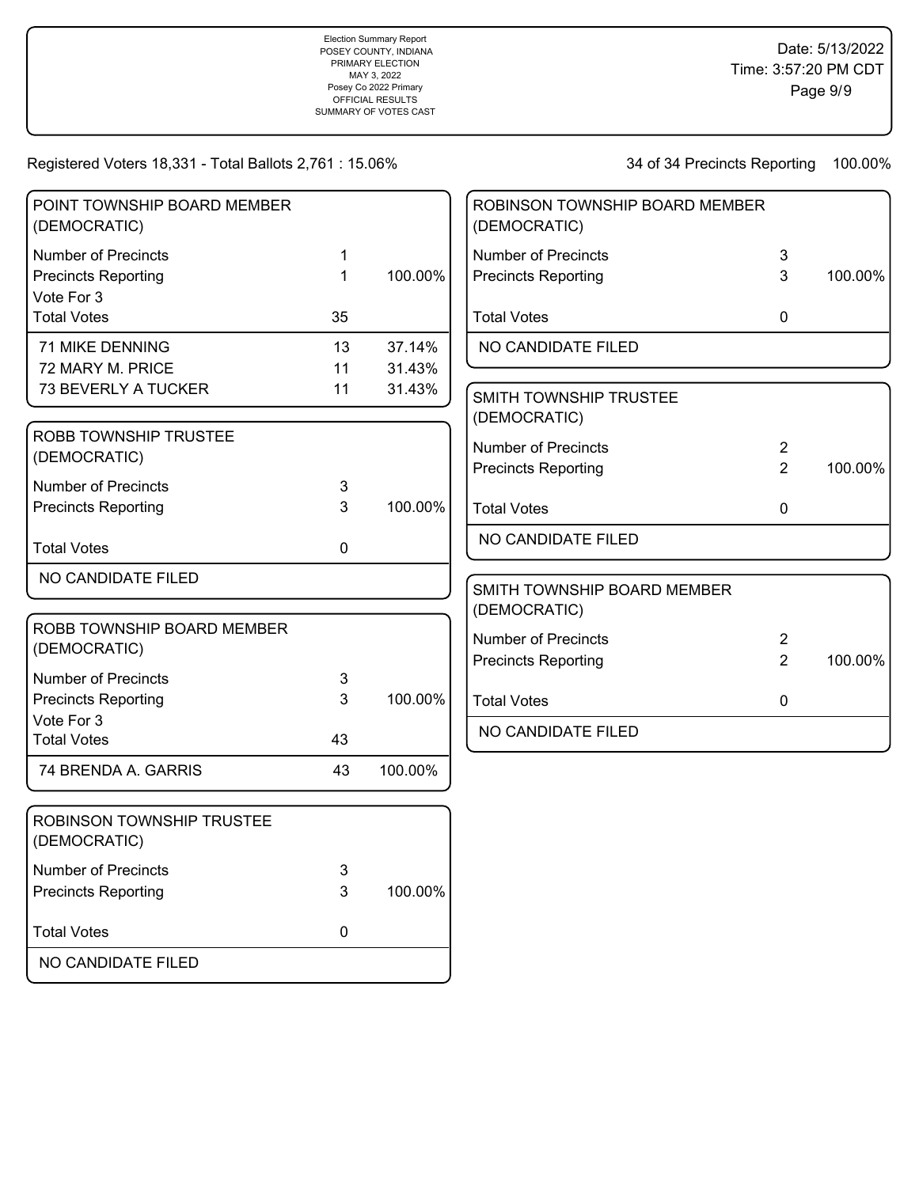Registered Voters 18,331 - Total Ballots 2,761 : 15.06%

34 of 34 Precincts Reporting 100.00%

## POINT TOWNSHIP BOARD MEMBER (DEMOCRATIC)

| | | |
|---|---|---|
| Number of Precincts | 1 | |
| Precincts Reporting | 1 | 100.00% |
| Vote For 3 | | |
| Total Votes | 35 | |
| 71 MIKE DENNING | 13 | 37.14% |
| 72 MARY M. PRICE | 11 | 31.43% |
| 73 BEVERLY A TUCKER | 11 | 31.43% |

## ROBB TOWNSHIP TRUSTEE (DEMOCRATIC)

| | | |
|---|---|---|
| Number of Precincts | 3 | |
| Precincts Reporting | 3 | 100.00% |
| Total Votes | 0 | |
| NO CANDIDATE FILED | | |

## ROBB TOWNSHIP BOARD MEMBER (DEMOCRATIC)

| | | |
|---|---|---|
| Number of Precincts | 3 | |
| Precincts Reporting | 3 | 100.00% |
| Vote For 3 | | |
| Total Votes | 43 | |
| 74 BRENDA A. GARRIS | 43 | 100.00% |

## ROBINSON TOWNSHIP TRUSTEE (DEMOCRATIC)

| | | |
|---|---|---|
| Number of Precincts | 3 | |
| Precincts Reporting | 3 | 100.00% |
| Total Votes | 0 | |
| NO CANDIDATE FILED | | |

## ROBINSON TOWNSHIP BOARD MEMBER (DEMOCRATIC)

| | | |
|---|---|---|
| Number of Precincts | 3 | |
| Precincts Reporting | 3 | 100.00% |
| Total Votes | 0 | |
| NO CANDIDATE FILED | | |

## SMITH TOWNSHIP TRUSTEE (DEMOCRATIC)

| | | |
|---|---|---|
| Number of Precincts | 2 | |
| Precincts Reporting | 2 | 100.00% |
| Total Votes | 0 | |
| NO CANDIDATE FILED | | |

## SMITH TOWNSHIP BOARD MEMBER (DEMOCRATIC)

| | | |
|---|---|---|
| Number of Precincts | 2 | |
| Precincts Reporting | 2 | 100.00% |
| Total Votes | 0 | |
| NO CANDIDATE FILED | | |